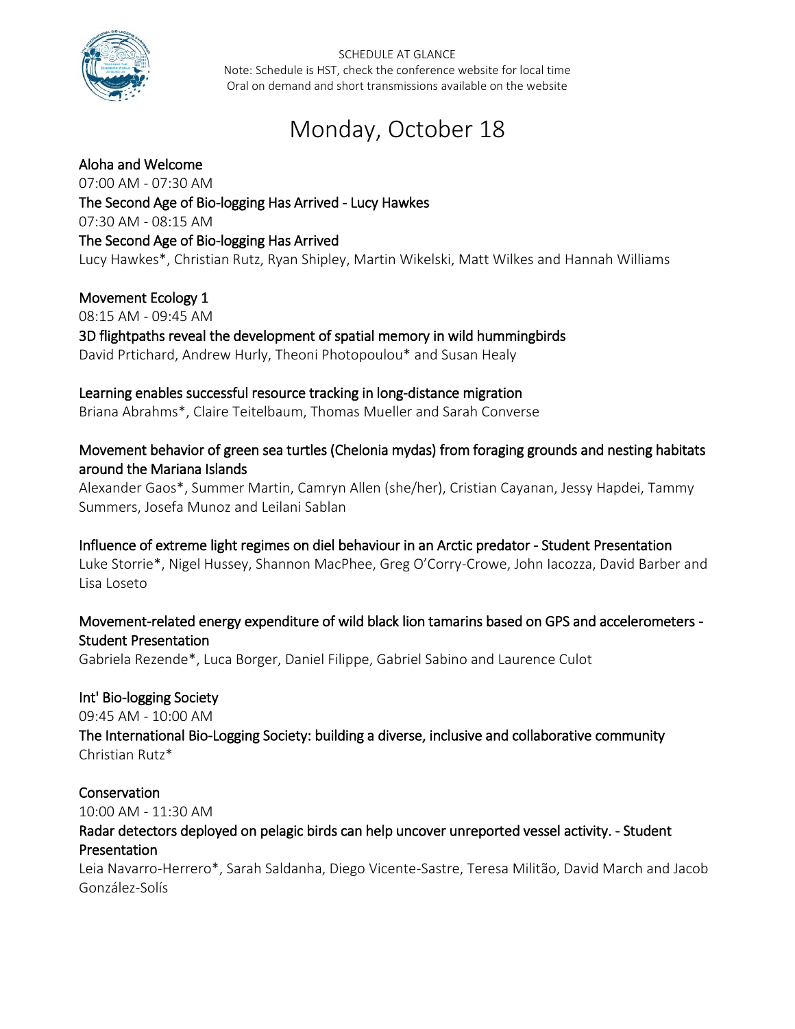SCHEDULE AT GLANCE

Note: Schedule is HST, check the conference website for local time

Oral on demand and short transmissions available on the website

# Monday, October 18

## Aloha and Welcome

07:00 AM - 07:30 AM

## The Second Age of Bio-logging Has Arrived - Lucy Hawkes

07:30 AM - 08:15 AM

### The Second Age of Bio-logging Has Arrived

Lucy Hawkes*, Christian Rutz, Ryan Shipley, Martin Wikelski, Matt Wilkes and Hannah Williams

## Movement Ecology 1

08:15 AM - 09:45 AM

### 3D flightpaths reveal the development of spatial memory in wild hummingbirds

David Prtichard, Andrew Hurly, Theoni Photopoulou* and Susan Healy

### Learning enables successful resource tracking in long-distance migration

Briana Abrahms*, Claire Teitelbaum, Thomas Mueller and Sarah Converse

### Movement behavior of green sea turtles (Chelonia mydas) from foraging grounds and nesting habitats around the Mariana Islands

Alexander Gaos*, Summer Martin, Camryn Allen (she/her), Cristian Cayanan, Jessy Hapdei, Tammy Summers, Josefa Munoz and Leilani Sablan

### Influence of extreme light regimes on diel behaviour in an Arctic predator - Student Presentation

Luke Storrie*, Nigel Hussey, Shannon MacPhee, Greg O'Corry-Crowe, John Iacozza, David Barber and Lisa Loseto

### Movement-related energy expenditure of wild black lion tamarins based on GPS and accelerometers - Student Presentation

Gabriela Rezende*, Luca Borger, Daniel Filippe, Gabriel Sabino and Laurence Culot

## Int' Bio-logging Society

09:45 AM - 10:00 AM

### The International Bio-Logging Society: building a diverse, inclusive and collaborative community

Christian Rutz*

## Conservation

10:00 AM - 11:30 AM

### Radar detectors deployed on pelagic birds can help uncover unreported vessel activity. - Student Presentation

Leia Navarro-Herrero*, Sarah Saldanha, Diego Vicente-Sastre, Teresa Militão, David March and Jacob González-Solís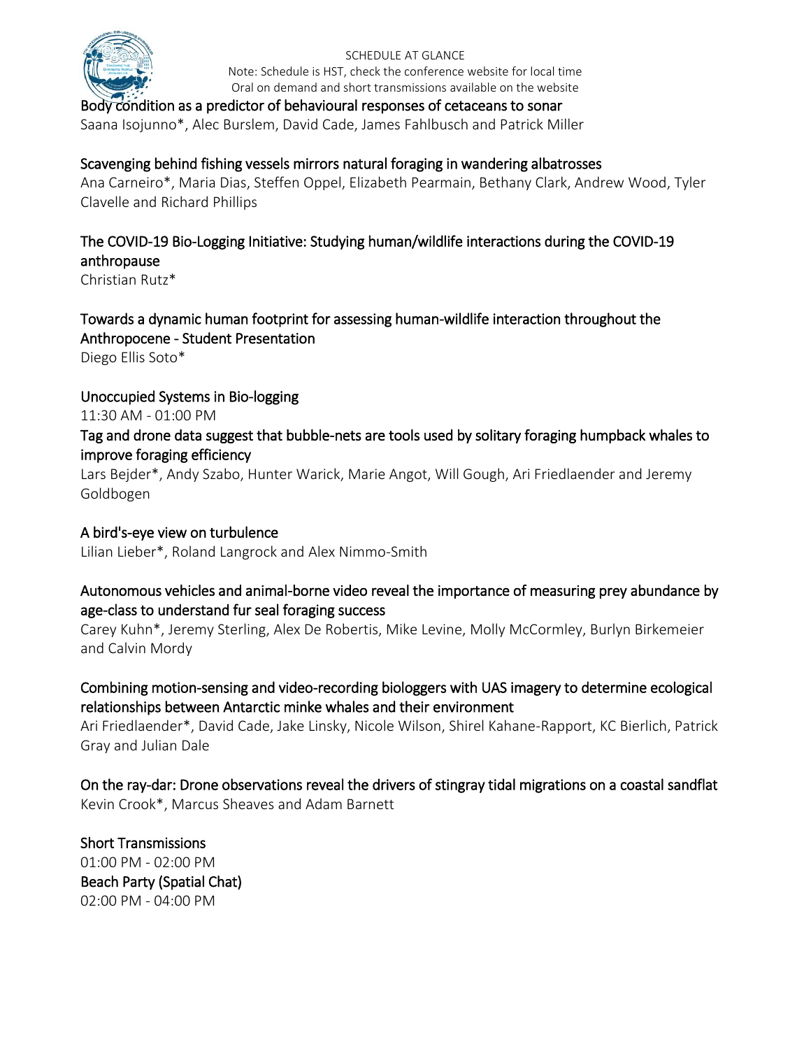**Body condition as a predictor of behavioural responses of cetaceans to sonar**
Saana Isojunno*, Alec Burslem, David Cade, James Fahlbusch and Patrick Miller

**Scavenging behind fishing vessels mirrors natural foraging in wandering albatrosses**
Ana Carneiro*, Maria Dias, Steffen Oppel, Elizabeth Pearmain, Bethany Clark, Andrew Wood, Tyler Clavelle and Richard Phillips

**The COVID-19 Bio-Logging Initiative: Studying human/wildlife interactions during the COVID-19 anthropause**
Christian Rutz*

**Towards a dynamic human footprint for assessing human-wildlife interaction throughout the Anthropocene - Student Presentation**
Diego Ellis Soto*

## Unoccupied Systems in Bio-logging

11:30 AM - 01:00 PM

**Tag and drone data suggest that bubble-nets are tools used by solitary foraging humpback whales to improve foraging efficiency**
Lars Bejder*, Andy Szabo, Hunter Warick, Marie Angot, Will Gough, Ari Friedlaender and Jeremy Goldbogen

**A bird's-eye view on turbulence**
Lilian Lieber*, Roland Langrock and Alex Nimmo-Smith

**Autonomous vehicles and animal-borne video reveal the importance of measuring prey abundance by age-class to understand fur seal foraging success**
Carey Kuhn*, Jeremy Sterling, Alex De Robertis, Mike Levine, Molly McCormley, Burlyn Birkemeier and Calvin Mordy

**Combining motion-sensing and video-recording biologgers with UAS imagery to determine ecological relationships between Antarctic minke whales and their environment**
Ari Friedlaender*, David Cade, Jake Linsky, Nicole Wilson, Shirel Kahane-Rapport, KC Bierlich, Patrick Gray and Julian Dale

**On the ray-dar: Drone observations reveal the drivers of stingray tidal migrations on a coastal sandflat**
Kevin Crook*, Marcus Sheaves and Adam Barnett

## Short Transmissions

01:00 PM - 02:00 PM

## Beach Party (Spatial Chat)

02:00 PM - 04:00 PM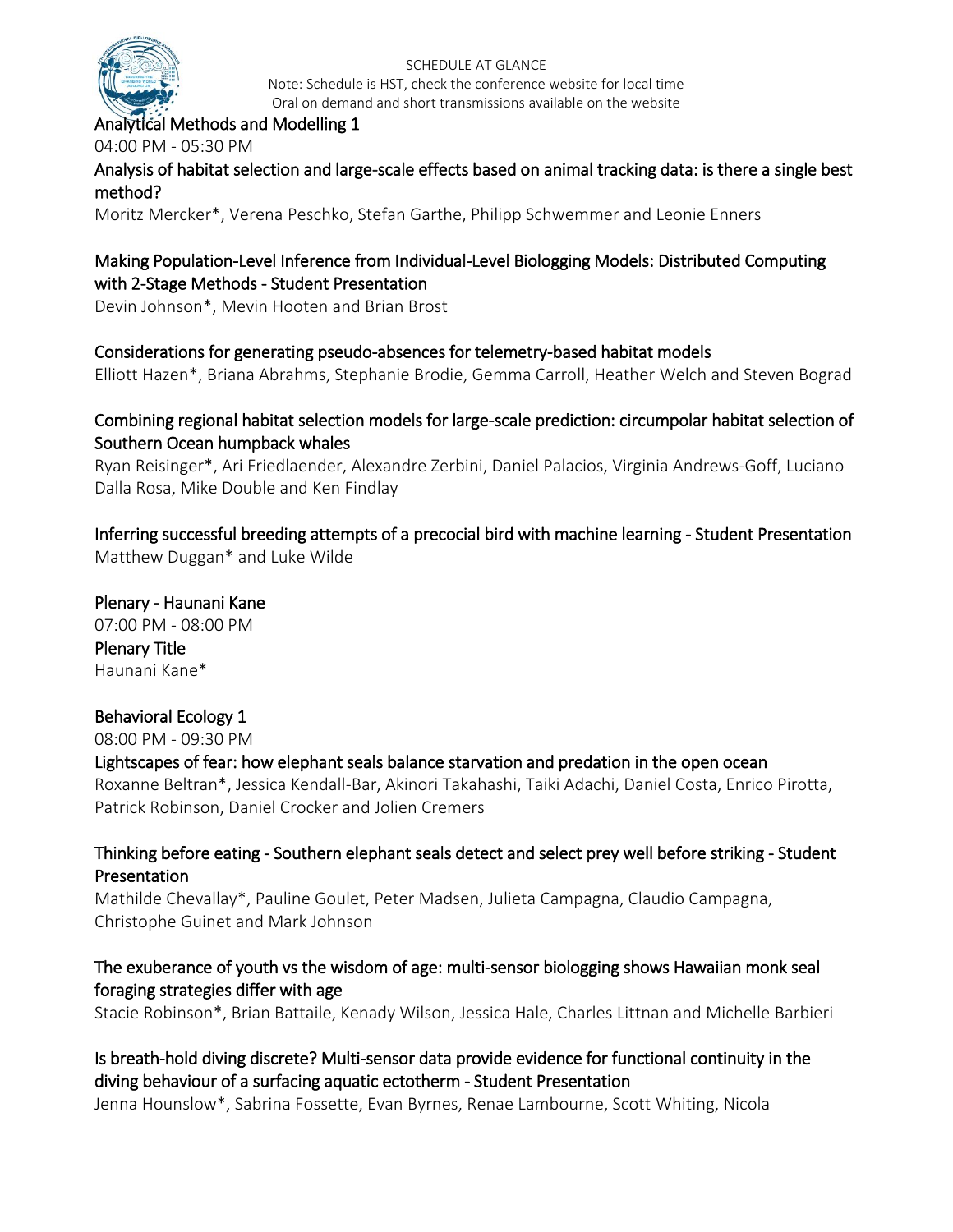## Analytical Methods and Modelling 1

04:00 PM - 05:30 PM

### Analysis of habitat selection and large-scale effects based on animal tracking data: is there a single best method?

Moritz Mercker*, Verena Peschko, Stefan Garthe, Philipp Schwemmer and Leonie Enners

### Making Population-Level Inference from Individual-Level Biologging Models: Distributed Computing with 2-Stage Methods - Student Presentation

Devin Johnson*, Mevin Hooten and Brian Brost

### Considerations for generating pseudo-absences for telemetry-based habitat models

Elliott Hazen*, Briana Abrahms, Stephanie Brodie, Gemma Carroll, Heather Welch and Steven Bograd

### Combining regional habitat selection models for large-scale prediction: circumpolar habitat selection of Southern Ocean humpback whales

Ryan Reisinger*, Ari Friedlaender, Alexandre Zerbini, Daniel Palacios, Virginia Andrews-Goff, Luciano Dalla Rosa, Mike Double and Ken Findlay

### Inferring successful breeding attempts of a precocial bird with machine learning - Student Presentation

Matthew Duggan* and Luke Wilde

## Plenary - Haunani Kane

07:00 PM - 08:00 PM

### Plenary Title

Haunani Kane*

## Behavioral Ecology 1

08:00 PM - 09:30 PM

### Lightscapes of fear: how elephant seals balance starvation and predation in the open ocean

Roxanne Beltran*, Jessica Kendall-Bar, Akinori Takahashi, Taiki Adachi, Daniel Costa, Enrico Pirotta, Patrick Robinson, Daniel Crocker and Jolien Cremers

### Thinking before eating - Southern elephant seals detect and select prey well before striking - Student Presentation

Mathilde Chevallay*, Pauline Goulet, Peter Madsen, Julieta Campagna, Claudio Campagna, Christophe Guinet and Mark Johnson

### The exuberance of youth vs the wisdom of age: multi-sensor biologging shows Hawaiian monk seal foraging strategies differ with age

Stacie Robinson*, Brian Battaile, Kenady Wilson, Jessica Hale, Charles Littnan and Michelle Barbieri

### Is breath-hold diving discrete? Multi-sensor data provide evidence for functional continuity in the diving behaviour of a surfacing aquatic ectotherm - Student Presentation

Jenna Hounslow*, Sabrina Fossette, Evan Byrnes, Renae Lambourne, Scott Whiting, Nicola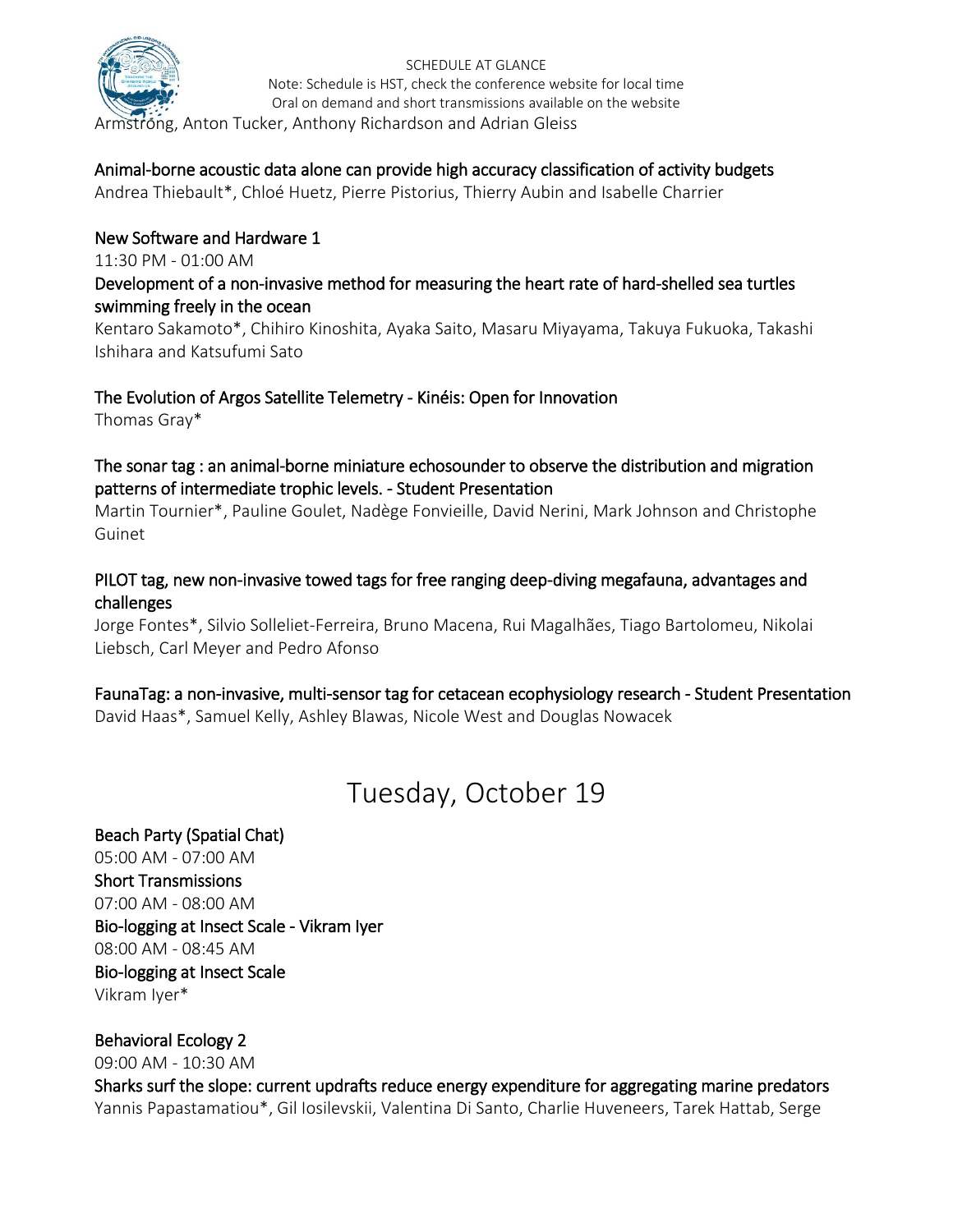Armstrong, Anton Tucker, Anthony Richardson and Adrian Gleiss

Animal-borne acoustic data alone can provide high accuracy classification of activity budgets
Andrea Thiebault*, Chloé Huetz, Pierre Pistorius, Thierry Aubin and Isabelle Charrier

New Software and Hardware 1
11:30 PM - 01:00 AM
Development of a non-invasive method for measuring the heart rate of hard-shelled sea turtles swimming freely in the ocean
Kentaro Sakamoto*, Chihiro Kinoshita, Ayaka Saito, Masaru Miyayama, Takuya Fukuoka, Takashi Ishihara and Katsufumi Sato

The Evolution of Argos Satellite Telemetry - Kinéis: Open for Innovation
Thomas Gray*

The sonar tag : an animal-borne miniature echosounder to observe the distribution and migration patterns of intermediate trophic levels. - Student Presentation
Martin Tournier*, Pauline Goulet, Nadège Fonvieille, David Nerini, Mark Johnson and Christophe Guinet

PILOT tag, new non-invasive towed tags for free ranging deep-diving megafauna, advantages and challenges
Jorge Fontes*, Silvio Solleliet-Ferreira, Bruno Macena, Rui Magalhães, Tiago Bartolomeu, Nikolai Liebsch, Carl Meyer and Pedro Afonso

FaunaTag: a non-invasive, multi-sensor tag for cetacean ecophysiology research - Student Presentation
David Haas*, Samuel Kelly, Ashley Blawas, Nicole West and Douglas Nowacek

# Tuesday, October 19

Beach Party (Spatial Chat)
05:00 AM - 07:00 AM
Short Transmissions
07:00 AM - 08:00 AM
Bio-logging at Insect Scale - Vikram Iyer
08:00 AM - 08:45 AM
Bio-logging at Insect Scale
Vikram Iyer*

Behavioral Ecology 2
09:00 AM - 10:30 AM
Sharks surf the slope: current updrafts reduce energy expenditure for aggregating marine predators
Yannis Papastamatiou*, Gil Iosilevskii, Valentina Di Santo, Charlie Huveneers, Tarek Hattab, Serge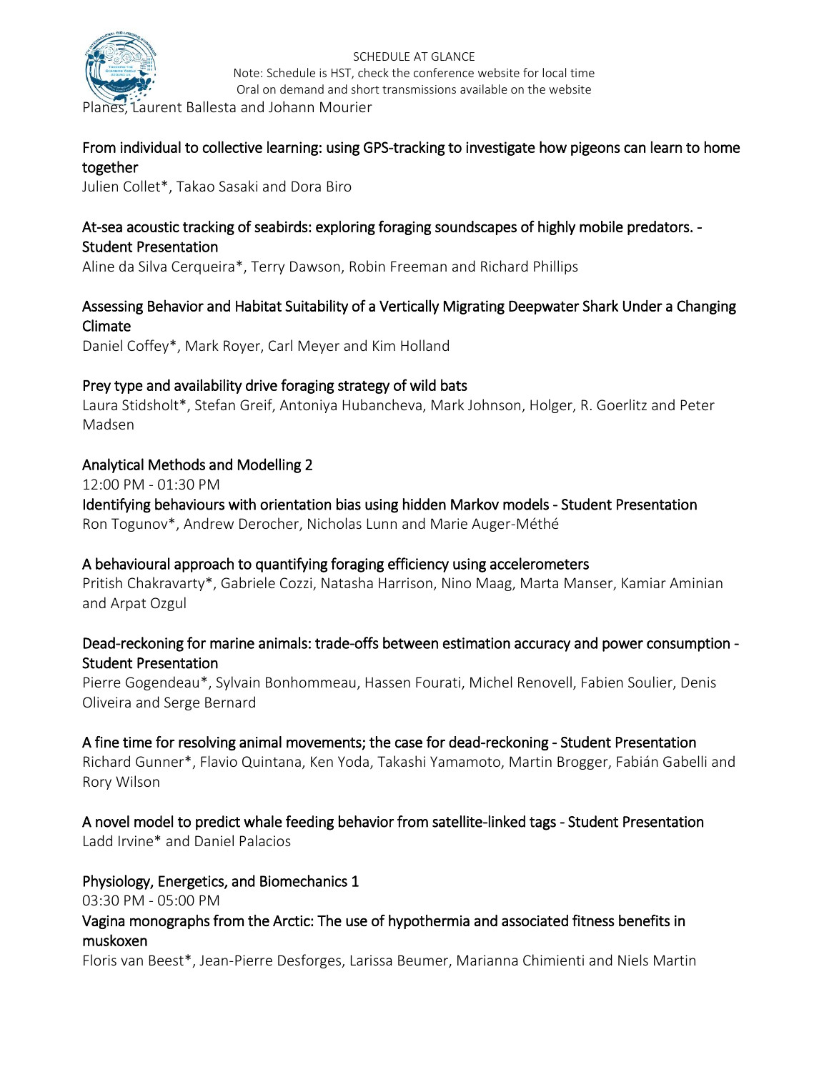Planes, Laurent Ballesta and Johann Mourier

### From individual to collective learning: using GPS-tracking to investigate how pigeons can learn to home together

Julien Collet*, Takao Sasaki and Dora Biro

### At-sea acoustic tracking of seabirds: exploring foraging soundscapes of highly mobile predators. - Student Presentation

Aline da Silva Cerqueira*, Terry Dawson, Robin Freeman and Richard Phillips

### Assessing Behavior and Habitat Suitability of a Vertically Migrating Deepwater Shark Under a Changing Climate

Daniel Coffey*, Mark Royer, Carl Meyer and Kim Holland

### Prey type and availability drive foraging strategy of wild bats

Laura Stidsholt*, Stefan Greif, Antoniya Hubancheva, Mark Johnson, Holger, R. Goerlitz and Peter Madsen

## Analytical Methods and Modelling 2

12:00 PM - 01:30 PM

### Identifying behaviours with orientation bias using hidden Markov models - Student Presentation

Ron Togunov*, Andrew Derocher, Nicholas Lunn and Marie Auger-Méthé

### A behavioural approach to quantifying foraging efficiency using accelerometers

Pritish Chakravarty*, Gabriele Cozzi, Natasha Harrison, Nino Maag, Marta Manser, Kamiar Aminian and Arpat Ozgul

### Dead-reckoning for marine animals: trade-offs between estimation accuracy and power consumption - Student Presentation

Pierre Gogendeau*, Sylvain Bonhommeau, Hassen Fourati, Michel Renovell, Fabien Soulier, Denis Oliveira and Serge Bernard

### A fine time for resolving animal movements; the case for dead-reckoning - Student Presentation

Richard Gunner*, Flavio Quintana, Ken Yoda, Takashi Yamamoto, Martin Brogger, Fabián Gabelli and Rory Wilson

### A novel model to predict whale feeding behavior from satellite-linked tags - Student Presentation

Ladd Irvine* and Daniel Palacios

## Physiology, Energetics, and Biomechanics 1

03:30 PM - 05:00 PM

### Vagina monographs from the Arctic: The use of hypothermia and associated fitness benefits in muskoxen

Floris van Beest*, Jean-Pierre Desforges, Larissa Beumer, Marianna Chimienti and Niels Martin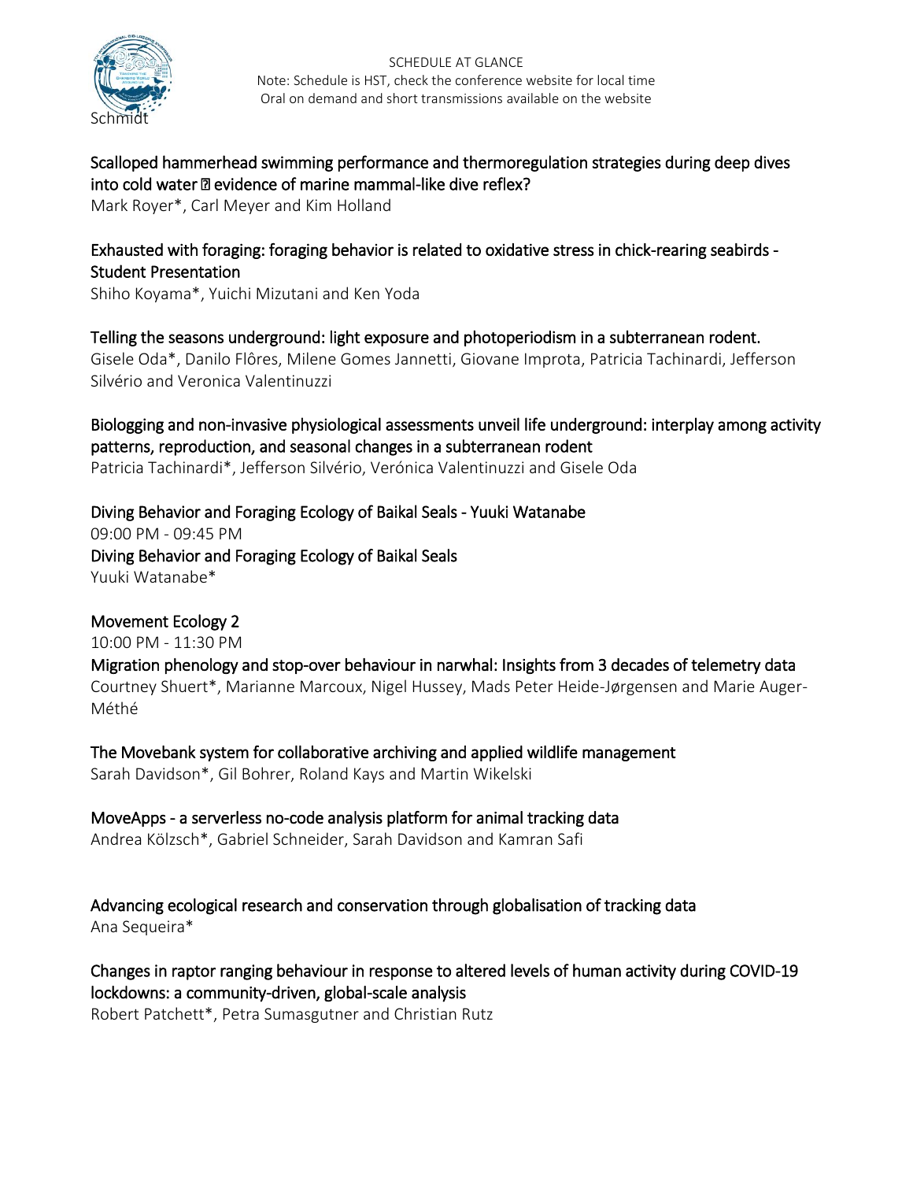Schmidt

**Scalloped hammerhead swimming performance and thermoregulation strategies during deep dives into cold water ? evidence of marine mammal-like dive reflex?**
Mark Royer*, Carl Meyer and Kim Holland

**Exhausted with foraging: foraging behavior is related to oxidative stress in chick-rearing seabirds - Student Presentation**
Shiho Koyama*, Yuichi Mizutani and Ken Yoda

**Telling the seasons underground: light exposure and photoperiodism in a subterranean rodent.**
Gisele Oda*, Danilo Flôres, Milene Gomes Jannetti, Giovane Improta, Patricia Tachinardi, Jefferson Silvério and Veronica Valentinuzzi

**Biologging and non-invasive physiological assessments unveil life underground: interplay among activity patterns, reproduction, and seasonal changes in a subterranean rodent**
Patricia Tachinardi*, Jefferson Silvério, Verónica Valentinuzzi and Gisele Oda

## Diving Behavior and Foraging Ecology of Baikal Seals - Yuuki Watanabe

09:00 PM - 09:45 PM

**Diving Behavior and Foraging Ecology of Baikal Seals**
Yuuki Watanabe*

## Movement Ecology 2

10:00 PM - 11:30 PM

**Migration phenology and stop-over behaviour in narwhal: Insights from 3 decades of telemetry data**
Courtney Shuert*, Marianne Marcoux, Nigel Hussey, Mads Peter Heide-Jørgensen and Marie Auger-Méthé

**The Movebank system for collaborative archiving and applied wildlife management**
Sarah Davidson*, Gil Bohrer, Roland Kays and Martin Wikelski

**MoveApps - a serverless no-code analysis platform for animal tracking data**
Andrea Kölzsch*, Gabriel Schneider, Sarah Davidson and Kamran Safi

**Advancing ecological research and conservation through globalisation of tracking data**
Ana Sequeira*

**Changes in raptor ranging behaviour in response to altered levels of human activity during COVID-19 lockdowns: a community-driven, global-scale analysis**
Robert Patchett*, Petra Sumasgutner and Christian Rutz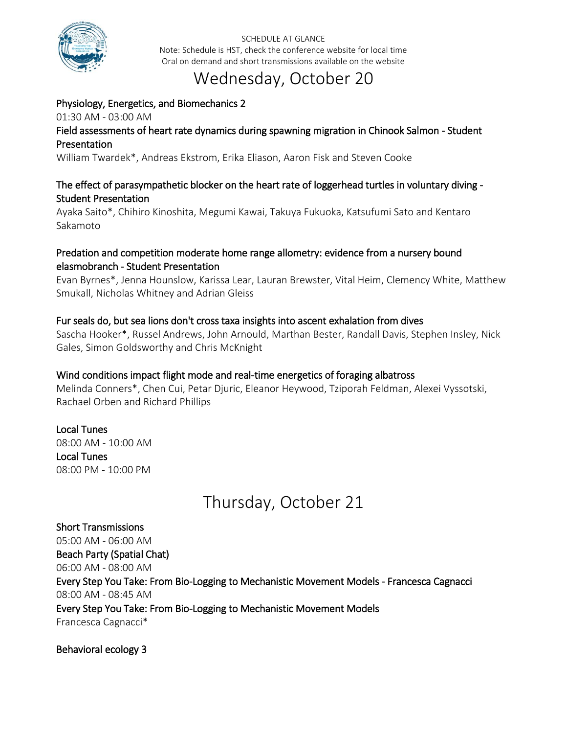SCHEDULE AT GLANCE
Note: Schedule is HST, check the conference website for local time
Oral on demand and short transmissions available on the website

# Wednesday, October 20

**Physiology, Energetics, and Biomechanics 2**
01:30 AM - 03:00 AM

**Field assessments of heart rate dynamics during spawning migration in Chinook Salmon - Student Presentation**
William Twardek*, Andreas Ekstrom, Erika Eliason, Aaron Fisk and Steven Cooke

**The effect of parasympathetic blocker on the heart rate of loggerhead turtles in voluntary diving - Student Presentation**
Ayaka Saito*, Chihiro Kinoshita, Megumi Kawai, Takuya Fukuoka, Katsufumi Sato and Kentaro Sakamoto

**Predation and competition moderate home range allometry: evidence from a nursery bound elasmobranch - Student Presentation**
Evan Byrnes*, Jenna Hounslow, Karissa Lear, Lauran Brewster, Vital Heim, Clemency White, Matthew Smukall, Nicholas Whitney and Adrian Gleiss

**Fur seals do, but sea lions don't cross taxa insights into ascent exhalation from dives**
Sascha Hooker*, Russel Andrews, John Arnould, Marthan Bester, Randall Davis, Stephen Insley, Nick Gales, Simon Goldsworthy and Chris McKnight

**Wind conditions impact flight mode and real-time energetics of foraging albatross**
Melinda Conners*, Chen Cui, Petar Djuric, Eleanor Heywood, Tziporah Feldman, Alexei Vyssotski, Rachael Orben and Richard Phillips

**Local Tunes**
08:00 AM - 10:00 AM
**Local Tunes**
08:00 PM - 10:00 PM

# Thursday, October 21

**Short Transmissions**
05:00 AM - 06:00 AM
**Beach Party (Spatial Chat)**
06:00 AM - 08:00 AM
**Every Step You Take: From Bio-Logging to Mechanistic Movement Models - Francesca Cagnacci**
08:00 AM - 08:45 AM
**Every Step You Take: From Bio-Logging to Mechanistic Movement Models**
Francesca Cagnacci*

**Behavioral ecology 3**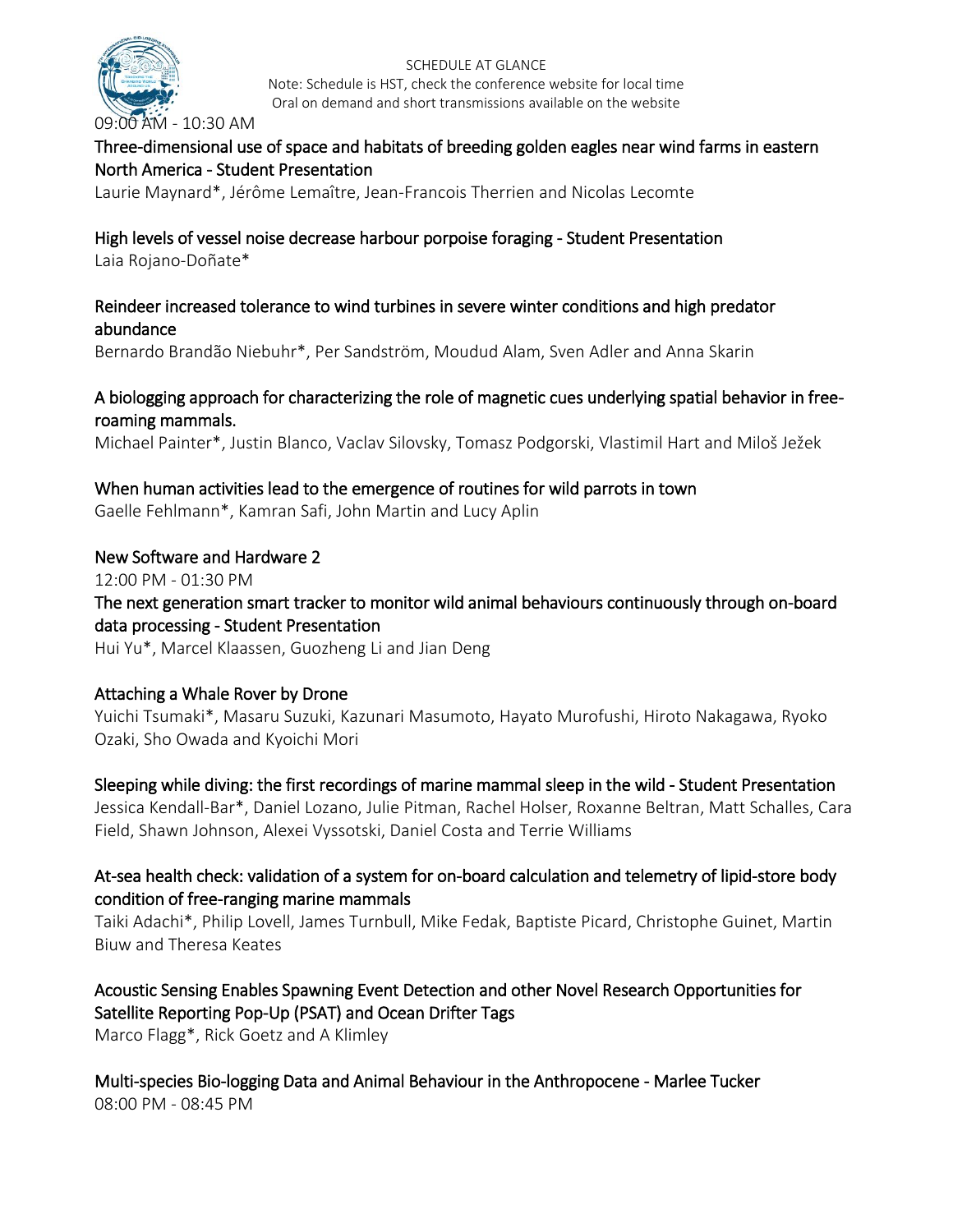09:00 AM - 10:30 AM

**Three-dimensional use of space and habitats of breeding golden eagles near wind farms in eastern North America - Student Presentation**

Laurie Maynard*, Jérôme Lemaître, Jean-Francois Therrien and Nicolas Lecomte

**High levels of vessel noise decrease harbour porpoise foraging - Student Presentation**

Laia Rojano-Doñate*

**Reindeer increased tolerance to wind turbines in severe winter conditions and high predator abundance**

Bernardo Brandão Niebuhr*, Per Sandström, Moudud Alam, Sven Adler and Anna Skarin

**A biologging approach for characterizing the role of magnetic cues underlying spatial behavior in free-roaming mammals.**

Michael Painter*, Justin Blanco, Vaclav Silovsky, Tomasz Podgorski, Vlastimil Hart and Miloš Ježek

**When human activities lead to the emergence of routines for wild parrots in town**

Gaelle Fehlmann*, Kamran Safi, John Martin and Lucy Aplin

## New Software and Hardware 2

12:00 PM - 01:30 PM

**The next generation smart tracker to monitor wild animal behaviours continuously through on-board data processing - Student Presentation**

Hui Yu*, Marcel Klaassen, Guozheng Li and Jian Deng

**Attaching a Whale Rover by Drone**

Yuichi Tsumaki*, Masaru Suzuki, Kazunari Masumoto, Hayato Murofushi, Hiroto Nakagawa, Ryoko Ozaki, Sho Owada and Kyoichi Mori

**Sleeping while diving: the first recordings of marine mammal sleep in the wild - Student Presentation**

Jessica Kendall-Bar*, Daniel Lozano, Julie Pitman, Rachel Holser, Roxanne Beltran, Matt Schalles, Cara Field, Shawn Johnson, Alexei Vyssotski, Daniel Costa and Terrie Williams

**At-sea health check: validation of a system for on-board calculation and telemetry of lipid-store body condition of free-ranging marine mammals**

Taiki Adachi*, Philip Lovell, James Turnbull, Mike Fedak, Baptiste Picard, Christophe Guinet, Martin Biuw and Theresa Keates

**Acoustic Sensing Enables Spawning Event Detection and other Novel Research Opportunities for Satellite Reporting Pop-Up (PSAT) and Ocean Drifter Tags**

Marco Flagg*, Rick Goetz and A Klimley

## Multi-species Bio-logging Data and Animal Behaviour in the Anthropocene - Marlee Tucker

08:00 PM - 08:45 PM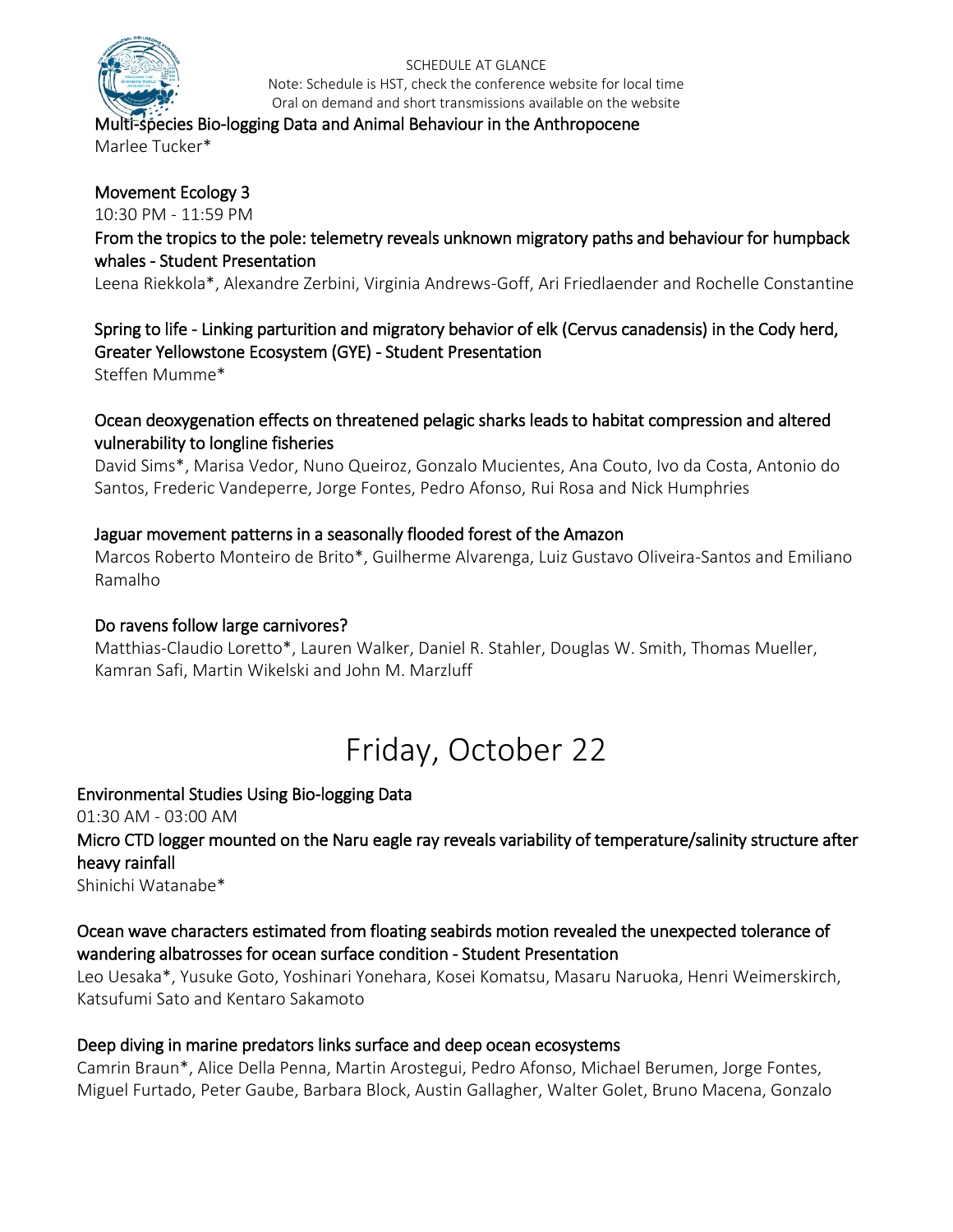Multi-species Bio-logging Data and Animal Behaviour in the Anthropocene
Marlee Tucker*

### Movement Ecology 3

10:30 PM - 11:59 PM

From the tropics to the pole: telemetry reveals unknown migratory paths and behaviour for humpback whales - Student Presentation
Leena Riekkola*, Alexandre Zerbini, Virginia Andrews-Goff, Ari Friedlaender and Rochelle Constantine

Spring to life - Linking parturition and migratory behavior of elk (Cervus canadensis) in the Cody herd, Greater Yellowstone Ecosystem (GYE) - Student Presentation
Steffen Mumme*

Ocean deoxygenation effects on threatened pelagic sharks leads to habitat compression and altered vulnerability to longline fisheries
David Sims*, Marisa Vedor, Nuno Queiroz, Gonzalo Mucientes, Ana Couto, Ivo da Costa, Antonio do Santos, Frederic Vandeperre, Jorge Fontes, Pedro Afonso, Rui Rosa and Nick Humphries

Jaguar movement patterns in a seasonally flooded forest of the Amazon
Marcos Roberto Monteiro de Brito*, Guilherme Alvarenga, Luiz Gustavo Oliveira-Santos and Emiliano Ramalho

Do ravens follow large carnivores?
Matthias-Claudio Loretto*, Lauren Walker, Daniel R. Stahler, Douglas W. Smith, Thomas Mueller, Kamran Safi, Martin Wikelski and John M. Marzluff

# Friday, October 22

### Environmental Studies Using Bio-logging Data

01:30 AM - 03:00 AM

Micro CTD logger mounted on the Naru eagle ray reveals variability of temperature/salinity structure after heavy rainfall
Shinichi Watanabe*

Ocean wave characters estimated from floating seabirds motion revealed the unexpected tolerance of wandering albatrosses for ocean surface condition - Student Presentation
Leo Uesaka*, Yusuke Goto, Yoshinari Yonehara, Kosei Komatsu, Masaru Naruoka, Henri Weimerskirch, Katsufumi Sato and Kentaro Sakamoto

Deep diving in marine predators links surface and deep ocean ecosystems
Camrin Braun*, Alice Della Penna, Martin Arostegui, Pedro Afonso, Michael Berumen, Jorge Fontes, Miguel Furtado, Peter Gaube, Barbara Block, Austin Gallagher, Walter Golet, Bruno Macena, Gonzalo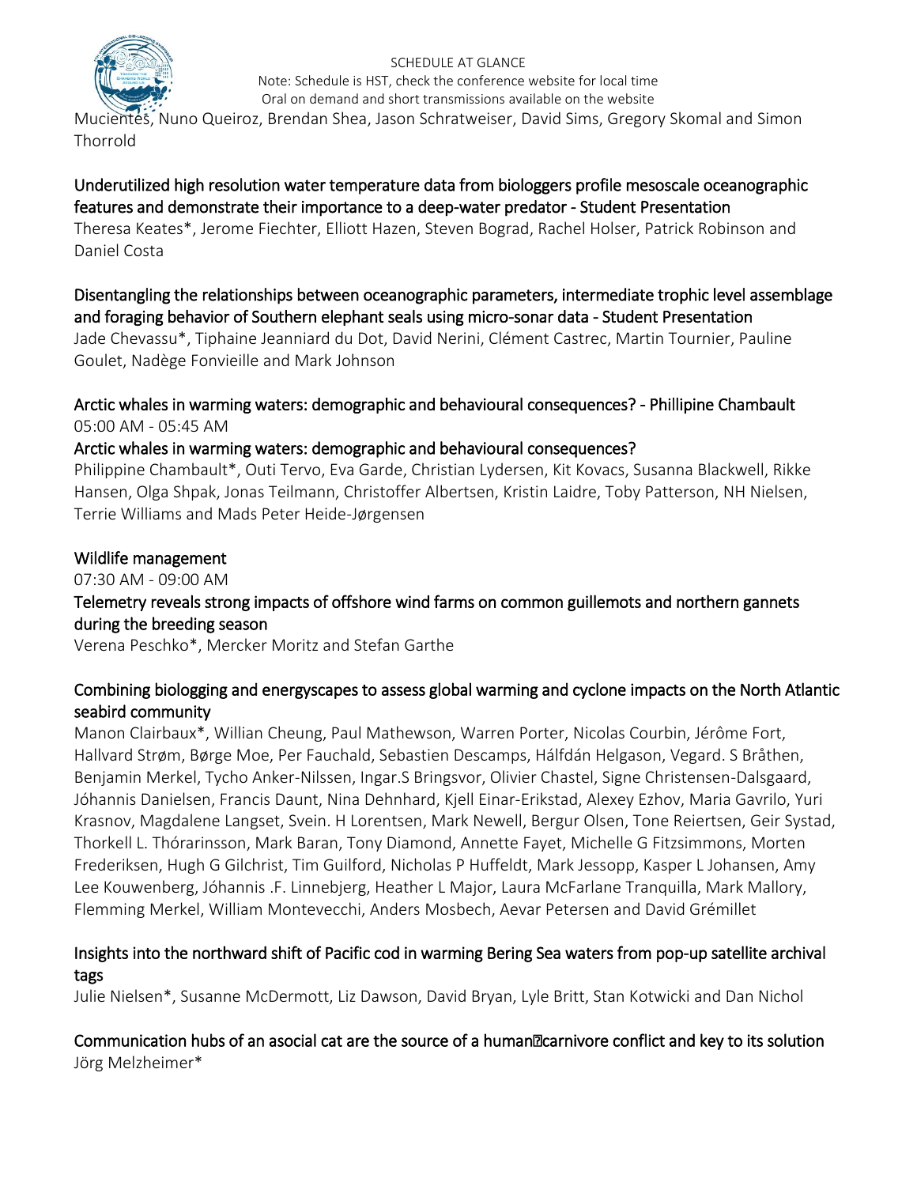Mucientes, Nuno Queiroz, Brendan Shea, Jason Schratweiser, David Sims, Gregory Skomal and Simon Thorrold

**Underutilized high resolution water temperature data from biologgers profile mesoscale oceanographic features and demonstrate their importance to a deep-water predator - Student Presentation**
Theresa Keates*, Jerome Fiechter, Elliott Hazen, Steven Bograd, Rachel Holser, Patrick Robinson and Daniel Costa

**Disentangling the relationships between oceanographic parameters, intermediate trophic level assemblage and foraging behavior of Southern elephant seals using micro-sonar data - Student Presentation**
Jade Chevassu*, Tiphaine Jeanniard du Dot, David Nerini, Clément Castrec, Martin Tournier, Pauline Goulet, Nadège Fonvieille and Mark Johnson

**Arctic whales in warming waters: demographic and behavioural consequences? - Phillipine Chambault**
05:00 AM - 05:45 AM

**Arctic whales in warming waters: demographic and behavioural consequences?**
Philippine Chambault*, Outi Tervo, Eva Garde, Christian Lydersen, Kit Kovacs, Susanna Blackwell, Rikke Hansen, Olga Shpak, Jonas Teilmann, Christoffer Albertsen, Kristin Laidre, Toby Patterson, NH Nielsen, Terrie Williams and Mads Peter Heide-Jørgensen

**Wildlife management**
07:30 AM - 09:00 AM

**Telemetry reveals strong impacts of offshore wind farms on common guillemots and northern gannets during the breeding season**
Verena Peschko*, Mercker Moritz and Stefan Garthe

**Combining biologging and energyscapes to assess global warming and cyclone impacts on the North Atlantic seabird community**
Manon Clairbaux*, Willian Cheung, Paul Mathewson, Warren Porter, Nicolas Courbin, Jérôme Fort, Hallvard Strøm, Børge Moe, Per Fauchald, Sebastien Descamps, Hálfdán Helgason, Vegard. S Bråthen, Benjamin Merkel, Tycho Anker-Nilssen, Ingar.S Bringsvor, Olivier Chastel, Signe Christensen-Dalsgaard, Jóhannis Danielsen, Francis Daunt, Nina Dehnhard, Kjell Einar-Erikstad, Alexey Ezhov, Maria Gavrilo, Yuri Krasnov, Magdalene Langset, Svein. H Lorentsen, Mark Newell, Bergur Olsen, Tone Reiertsen, Geir Systad, Thorkell L. Thórarinsson, Mark Baran, Tony Diamond, Annette Fayet, Michelle G Fitzsimmons, Morten Frederiksen, Hugh G Gilchrist, Tim Guilford, Nicholas P Huffeldt, Mark Jessopp, Kasper L Johansen, Amy Lee Kouwenberg, Jóhannis .F. Linnebjerg, Heather L Major, Laura McFarlane Tranquilla, Mark Mallory, Flemming Merkel, William Montevecchi, Anders Mosbech, Aevar Petersen and David Grémillet

**Insights into the northward shift of Pacific cod in warming Bering Sea waters from pop-up satellite archival tags**
Julie Nielsen*, Susanne McDermott, Liz Dawson, David Bryan, Lyle Britt, Stan Kotwicki and Dan Nichol

**Communication hubs of an asocial cat are the source of a human‐carnivore conflict and key to its solution**
Jörg Melzheimer*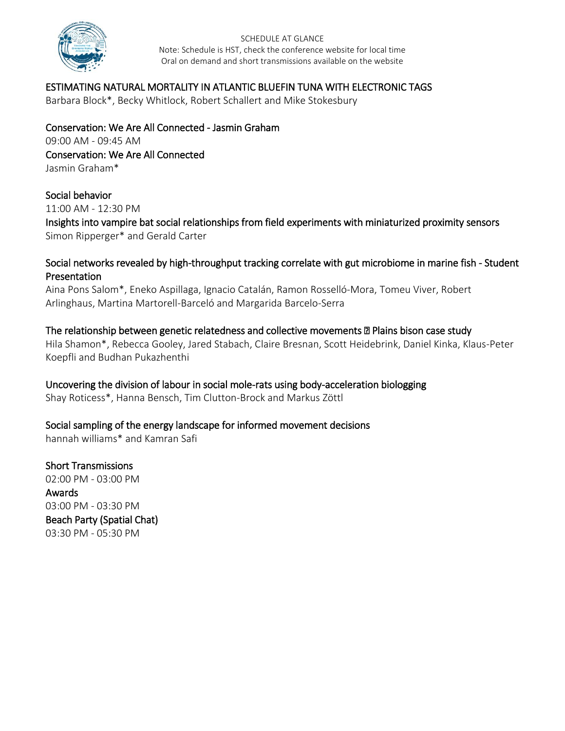ESTIMATING NATURAL MORTALITY IN ATLANTIC BLUEFIN TUNA WITH ELECTRONIC TAGS

Barbara Block*, Becky Whitlock, Robert Schallert and Mike Stokesbury

## Conservation: We Are All Connected - Jasmin Graham

09:00 AM - 09:45 AM

Conservation: We Are All Connected

Jasmin Graham*

## Social behavior

11:00 AM - 12:30 PM

Insights into vampire bat social relationships from field experiments with miniaturized proximity sensors

Simon Ripperger* and Gerald Carter

Social networks revealed by high-throughput tracking correlate with gut microbiome in marine fish - Student Presentation

Aina Pons Salom*, Eneko Aspillaga, Ignacio Catalán, Ramon Rosselló-Mora, Tomeu Viver, Robert Arlinghaus, Martina Martorell-Barceló and Margarida Barcelo-Serra

The relationship between genetic relatedness and collective movements � Plains bison case study

Hila Shamon*, Rebecca Gooley, Jared Stabach, Claire Bresnan, Scott Heidebrink, Daniel Kinka, Klaus-Peter Koepfli and Budhan Pukazhenthi

Uncovering the division of labour in social mole-rats using body-acceleration biologging

Shay Roticess*, Hanna Bensch, Tim Clutton-Brock and Markus Zöttl

Social sampling of the energy landscape for informed movement decisions

hannah williams* and Kamran Safi

## Short Transmissions

02:00 PM - 03:00 PM

## Awards

03:00 PM - 03:30 PM

## Beach Party (Spatial Chat)

03:30 PM - 05:30 PM